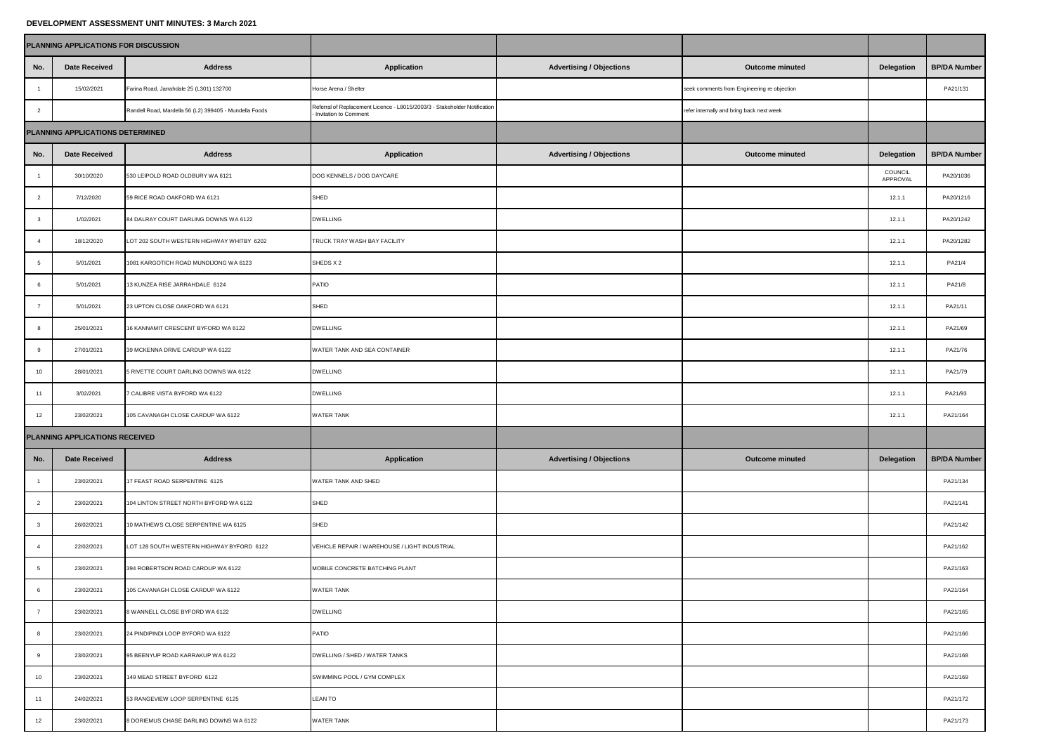**DEVELOPMENT ASSESSMENT UNIT MINUTES: 3 March 2021**

**PLANNING APPLICATIONS FOR DISCUSSION**

| No. | Date Received | Address | Application | Advertising / Objections | Outcome minuted | Delegation | BP/DA Number |
|---|---|---|---|---|---|---|---|
| 1 | 15/02/2021 | Farina Road, Jarrahdale 25 (L301) 132700 | Horse Arena / Shelter | | seek comments from Engineering re objection | | PA21/131 |
| 2 | | Randell Road, Mardella 56 (L2) 399405 - Mundella Foods | Referral of Replacement Licence - L8015/2003/3 - Stakeholder Notification - Invitation to Comment | | refer internally and bring back next week | | |

**PLANNING APPLICATIONS DETERMINED**

| No. | Date Received | Address | Application | Advertising / Objections | Outcome minuted | Delegation | BP/DA Number |
|---|---|---|---|---|---|---|---|
| 1 | 30/10/2020 | 530 LEIPOLD ROAD OLDBURY WA 6121 | DOG KENNELS / DOG DAYCARE | | | COUNCIL APPROVAL | PA20/1036 |
| 2 | 7/12/2020 | 59 RICE ROAD OAKFORD WA 6121 | SHED | | | 12.1.1 | PA20/1216 |
| 3 | 1/02/2021 | 84 DALRAY COURT DARLING DOWNS WA 6122 | DWELLING | | | 12.1.1 | PA20/1242 |
| 4 | 18/12/2020 | LOT 202 SOUTH WESTERN HIGHWAY WHITBY 6202 | TRUCK TRAY WASH BAY FACILITY | | | 12.1.1 | PA20/1282 |
| 5 | 5/01/2021 | 1081 KARGOTICH ROAD MUNDIJONG WA 6123 | SHEDS X 2 | | | 12.1.1 | PA21/4 |
| 6 | 5/01/2021 | 13 KUNZEA RISE JARRAHDALE 6124 | PATIO | | | 12.1.1 | PA21/8 |
| 7 | 5/01/2021 | 23 UPTON CLOSE OAKFORD WA 6121 | SHED | | | 12.1.1 | PA21/11 |
| 8 | 25/01/2021 | 16 KANNAMIT CRESCENT BYFORD WA 6122 | DWELLING | | | 12.1.1 | PA21/69 |
| 9 | 27/01/2021 | 39 MCKENNA DRIVE CARDUP WA 6122 | WATER TANK AND SEA CONTAINER | | | 12.1.1 | PA21/76 |
| 10 | 28/01/2021 | 5 RIVETTE COURT DARLING DOWNS WA 6122 | DWELLING | | | 12.1.1 | PA21/79 |
| 11 | 3/02/2021 | 7 CALIBRE VISTA BYFORD WA 6122 | DWELLING | | | 12.1.1 | PA21/93 |
| 12 | 23/02/2021 | 105 CAVANAGH CLOSE CARDUP WA 6122 | WATER TANK | | | 12.1.1 | PA21/164 |

**PLANNING APPLICATIONS RECEIVED**

| No. | Date Received | Address | Application | Advertising / Objections | Outcome minuted | Delegation | BP/DA Number |
|---|---|---|---|---|---|---|---|
| 1 | 23/02/2021 | 17 FEAST ROAD SERPENTINE 6125 | WATER TANK AND SHED | | | | PA21/134 |
| 2 | 23/02/2021 | 104 LINTON STREET NORTH BYFORD WA 6122 | SHED | | | | PA21/141 |
| 3 | 26/02/2021 | 10 MATHEWS CLOSE SERPENTINE WA 6125 | SHED | | | | PA21/142 |
| 4 | 22/02/2021 | LOT 128 SOUTH WESTERN HIGHWAY BYFORD 6122 | VEHICLE REPAIR / WAREHOUSE / LIGHT INDUSTRIAL | | | | PA21/162 |
| 5 | 23/02/2021 | 394 ROBERTSON ROAD CARDUP WA 6122 | MOBILE CONCRETE BATCHING PLANT | | | | PA21/163 |
| 6 | 23/02/2021 | 105 CAVANAGH CLOSE CARDUP WA 6122 | WATER TANK | | | | PA21/164 |
| 7 | 23/02/2021 | 8 WANNELL CLOSE BYFORD WA 6122 | DWELLING | | | | PA21/165 |
| 8 | 23/02/2021 | 24 PINDIPINDI LOOP BYFORD WA 6122 | PATIO | | | | PA21/166 |
| 9 | 23/02/2021 | 95 BEENYUP ROAD KARRAKUP WA 6122 | DWELLING / SHED / WATER TANKS | | | | PA21/168 |
| 10 | 23/02/2021 | 149 MEAD STREET BYFORD 6122 | SWIMMING POOL / GYM COMPLEX | | | | PA21/169 |
| 11 | 24/02/2021 | 53 RANGEVIEW LOOP SERPENTINE 6125 | LEAN TO | | | | PA21/172 |
| 12 | 23/02/2021 | 8 DORIEMUS CHASE DARLING DOWNS WA 6122 | WATER TANK | | | | PA21/173 |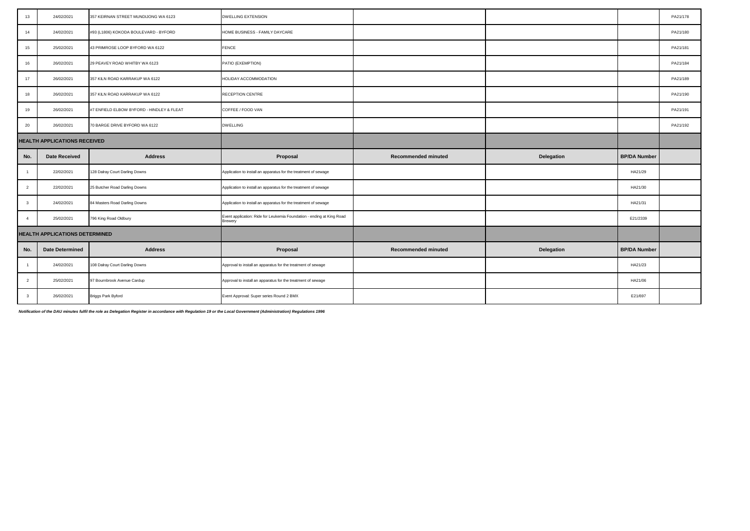| | | | | | | | |
|---|---|---|---|---|---|---|---|
| 13 | 24/02/2021 | 357 KEIRNAN STREET MUNDIJONG WA 6123 | DWELLING EXTENSION | | | | PA21/178 |
| 14 | 24/02/2021 | #93 (L1806) KOKODA BOULEVARD - BYFORD | HOME BUSINESS - FAMILY DAYCARE | | | | PA21/180 |
| 15 | 25/02/2021 | 43 PRIMROSE LOOP BYFORD WA 6122 | FENCE | | | | PA21/181 |
| 16 | 26/02/2021 | 29 PEAVEY ROAD WHITBY WA 6123 | PATIO (EXEMPTION) | | | | PA21/184 |
| 17 | 26/02/2021 | 357 KILN ROAD KARRAKUP WA 6122 | HOLIDAY ACCOMMODATION | | | | PA21/189 |
| 18 | 26/02/2021 | 357 KILN ROAD KARRAKUP WA 6122 | RECEPTION CENTRE | | | | PA21/190 |
| 19 | 26/02/2021 | #7 ENFIELD ELBOW BYFORD - HINDLEY & FLEAT | COFFEE / FOOD VAN | | | | PA21/191 |
| 20 | 26/02/2021 | 70 BARGE DRIVE BYFORD WA 6122 | DWELLING | | | | PA21/192 |

**HEALTH APPLICATIONS RECEIVED**

| No. | Date Received | Address | Proposal | Recommended minuted | Delegation | BP/DA Number | |
|---|---|---|---|---|---|---|---|
| 1 | 22/02/2021 | 128 Dalray Court Darling Downs | Application to install an apparatus for the treatment of sewage | | | HA21/29 | |
| 2 | 22/02/2021 | 25 Butcher Road Darling Downs | Application to install an apparatus for the treatment of sewage | | | HA21/30 | |
| 3 | 24/02/2021 | 84 Masters Road Darling Downs | Application to install an apparatus for the treatment of sewage | | | HA21/31 | |
| 4 | 25/02/2021 | 796 King Road Oldbury | Event application: Ride for Leukemia Foundation - ending at King Road Brewery | | | E21/2339 | |

**HEALTH APPLICATIONS DETERMINED**

| No. | Date Determined | Address | Proposal | Recommended minuted | Delegation | BP/DA Number | |
|---|---|---|---|---|---|---|---|
| 1 | 24/02/2021 | 108 Dalray Court Darling Downs | Approval to install an apparatus for the treatment of sewage | | | HA21/23 | |
| 2 | 25/02/2021 | 97 Bournbrook Avenue Cardup | Approval to install an apparatus for the treatment of sewage | | | HA21/06 | |
| 3 | 26/02/2021 | Briggs Park Byford | Event Approval: Super series Round 2 BMX | | | E21/697 | |

***Notification of the DAU minutes fulfil the role as Delegation Register in accordance with Regulation 19 or the Local Government (Administration) Regulations 1996***